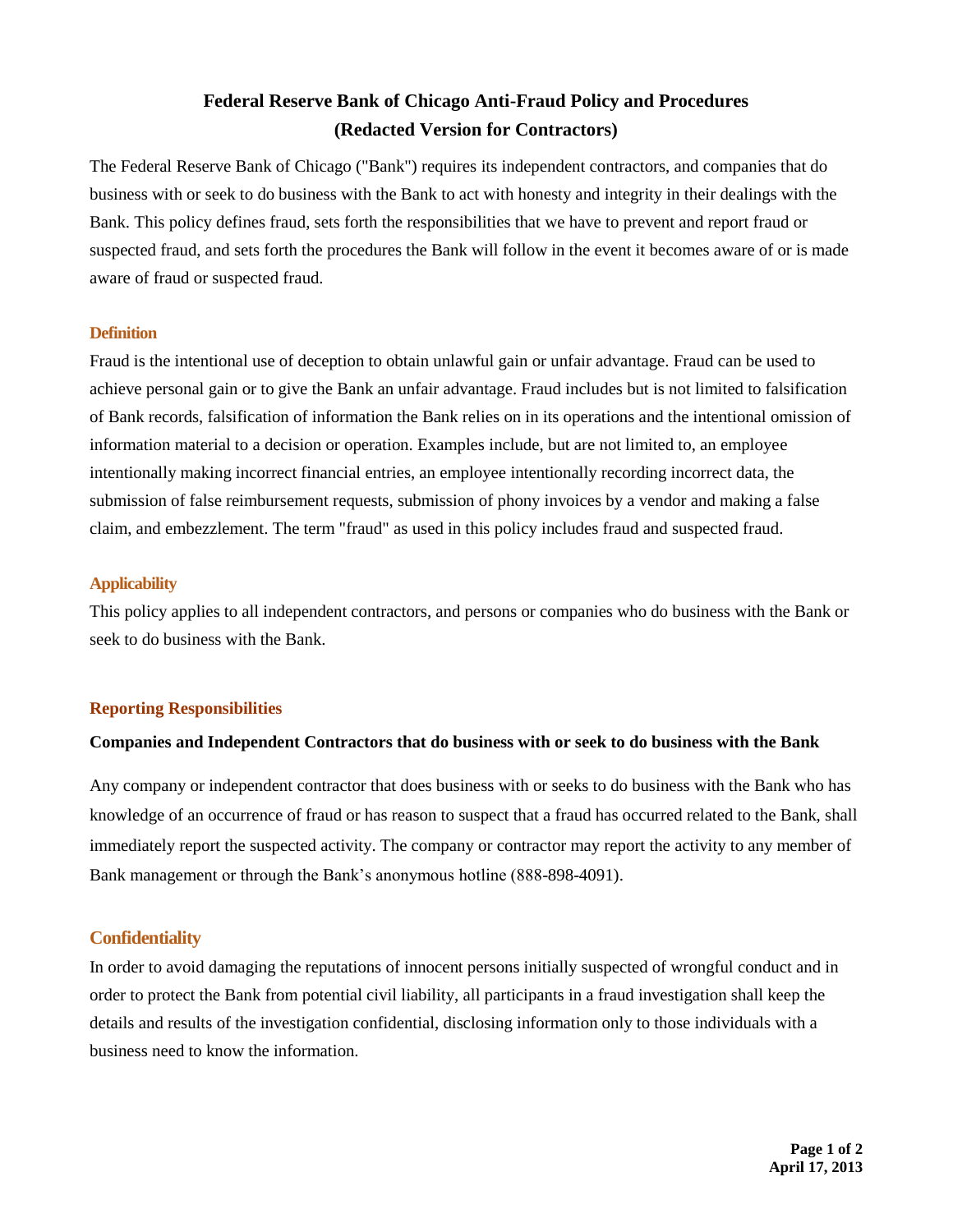# Federal Reserve Bank of Chicago Anti-Fraud Policy and Procedures (Redacted Version for Contractors)

The Federal Reserve Bank of Chicago ("Bank") requires its independent contractors, and companies that do business with or seek to do business with the Bank to act with honesty and integrity in their dealings with the Bank. This policy defines fraud, sets forth the responsibilities that we have to prevent and report fraud or suspected fraud, and sets forth the procedures the Bank will follow in the event it becomes aware of or is made aware of fraud or suspected fraud.

## Definition

Fraud is the intentional use of deception to obtain unlawful gain or unfair advantage. Fraud can be used to achieve personal gain or to give the Bank an unfair advantage. Fraud includes but is not limited to falsification of Bank records, falsification of information the Bank relies on in its operations and the intentional omission of information material to a decision or operation. Examples include, but are not limited to, an employee intentionally making incorrect financial entries, an employee intentionally recording incorrect data, the submission of false reimbursement requests, submission of phony invoices by a vendor and making a false claim, and embezzlement. The term "fraud" as used in this policy includes fraud and suspected fraud.

## Applicability

This policy applies to all independent contractors, and persons or companies who do business with the Bank or seek to do business with the Bank.

## Reporting Responsibilities

### Companies and Independent Contractors that do business with or seek to do business with the Bank

Any company or independent contractor that does business with or seeks to do business with the Bank who has knowledge of an occurrence of fraud or has reason to suspect that a fraud has occurred related to the Bank, shall immediately report the suspected activity. The company or contractor may report the activity to any member of Bank management or through the Bank's anonymous hotline (888-898-4091).

## Confidentiality

In order to avoid damaging the reputations of innocent persons initially suspected of wrongful conduct and in order to protect the Bank from potential civil liability, all participants in a fraud investigation shall keep the details and results of the investigation confidential, disclosing information only to those individuals with a business need to know the information.

April 17, 2013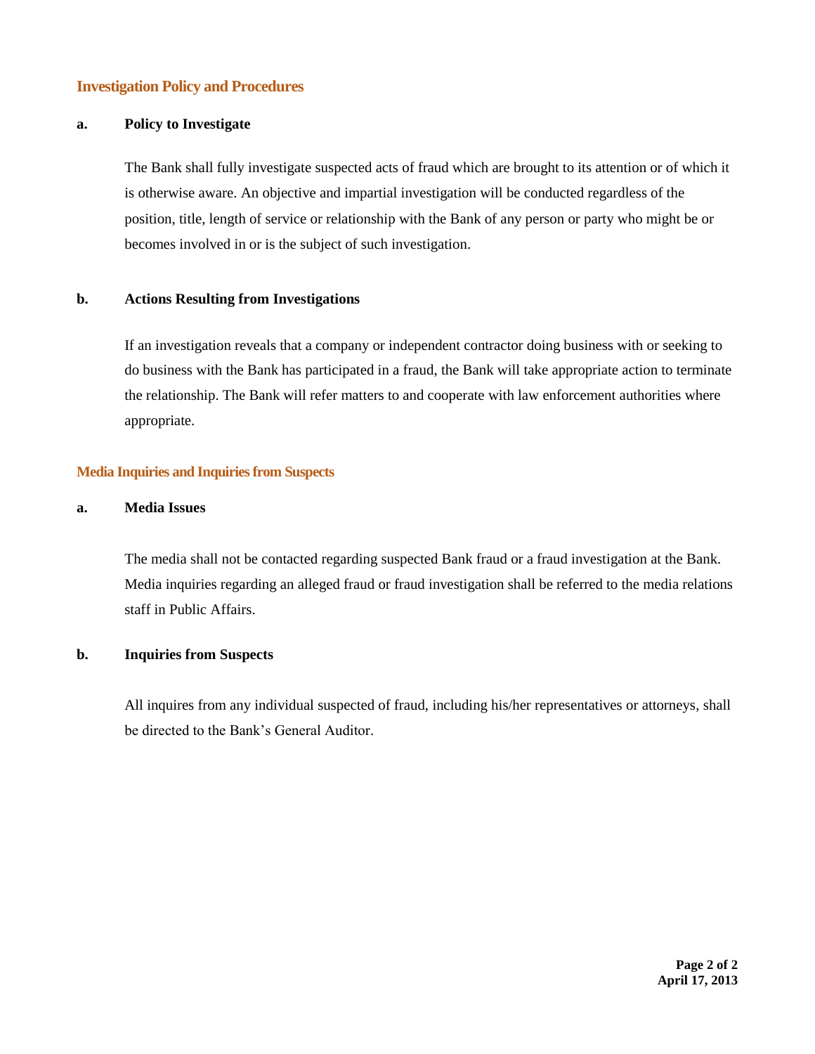## Investigation Policy and Procedures

**a. Policy to Investigate**

The Bank shall fully investigate suspected acts of fraud which are brought to its attention or of which it is otherwise aware. An objective and impartial investigation will be conducted regardless of the position, title, length of service or relationship with the Bank of any person or party who might be or becomes involved in or is the subject of such investigation.

**b. Actions Resulting from Investigations**

If an investigation reveals that a company or independent contractor doing business with or seeking to do business with the Bank has participated in a fraud, the Bank will take appropriate action to terminate the relationship. The Bank will refer matters to and cooperate with law enforcement authorities where appropriate.

## Media Inquiries and Inquiries from Suspects

**a. Media Issues**

The media shall not be contacted regarding suspected Bank fraud or a fraud investigation at the Bank. Media inquiries regarding an alleged fraud or fraud investigation shall be referred to the media relations staff in Public Affairs.

**b. Inquiries from Suspects**

All inquires from any individual suspected of fraud, including his/her representatives or attorneys, shall be directed to the Bank's General Auditor.

**April 17, 2013**